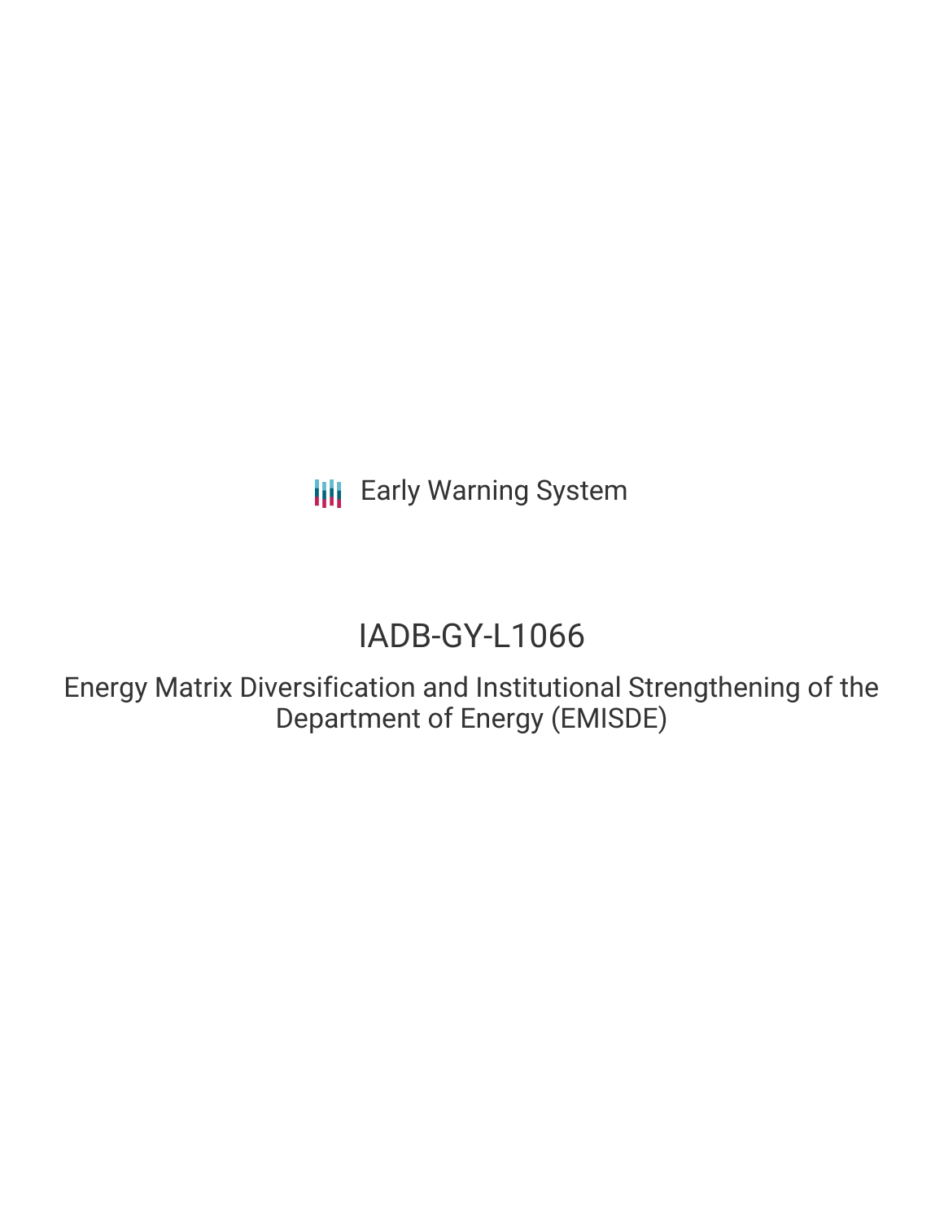Early Warning System

# IADB-GY-L1066

## Energy Matrix Diversification and Institutional Strengthening of the Department of Energy (EMISDE)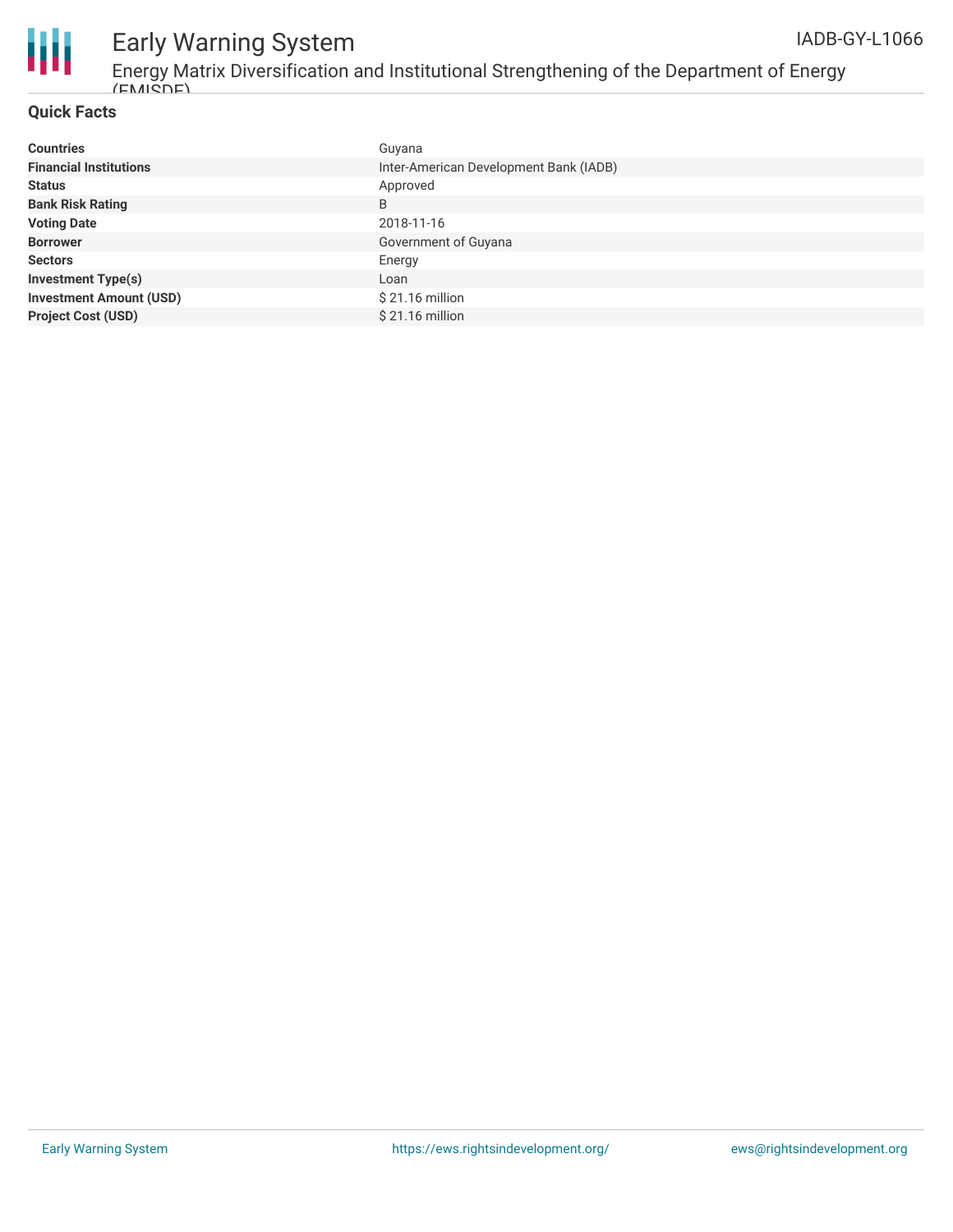## Quick Facts

| | |
|---|---|
| **Countries** | Guyana |
| **Financial Institutions** | Inter-American Development Bank (IADB) |
| **Status** | Approved |
| **Bank Risk Rating** | B |
| **Voting Date** | 2018-11-16 |
| **Borrower** | Government of Guyana |
| **Sectors** | Energy |
| **Investment Type(s)** | Loan |
| **Investment Amount (USD)** | $ 21.16 million |
| **Project Cost (USD)** | $ 21.16 million |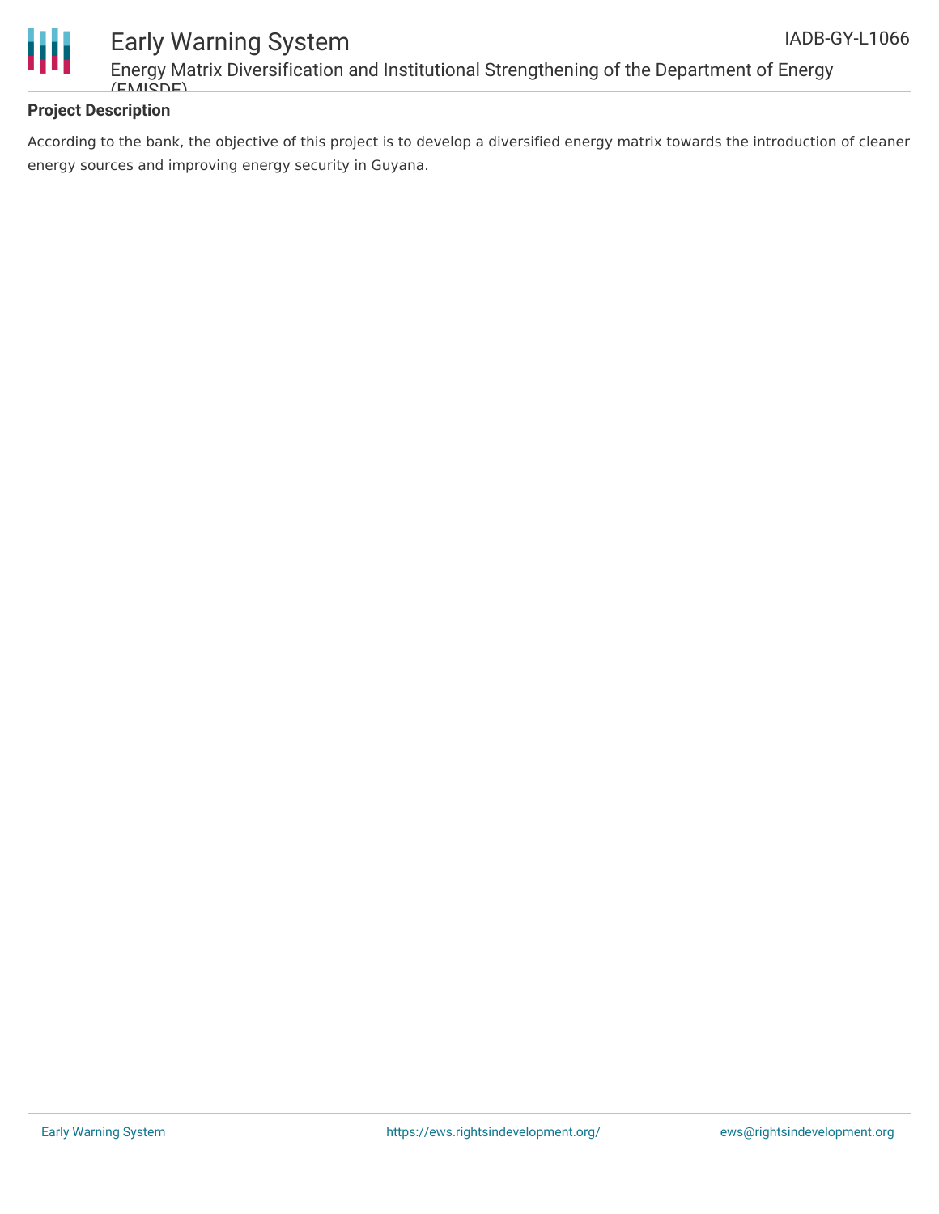## Project Description

According to the bank, the objective of this project is to develop a diversified energy matrix towards the introduction of cleaner energy sources and improving energy security in Guyana.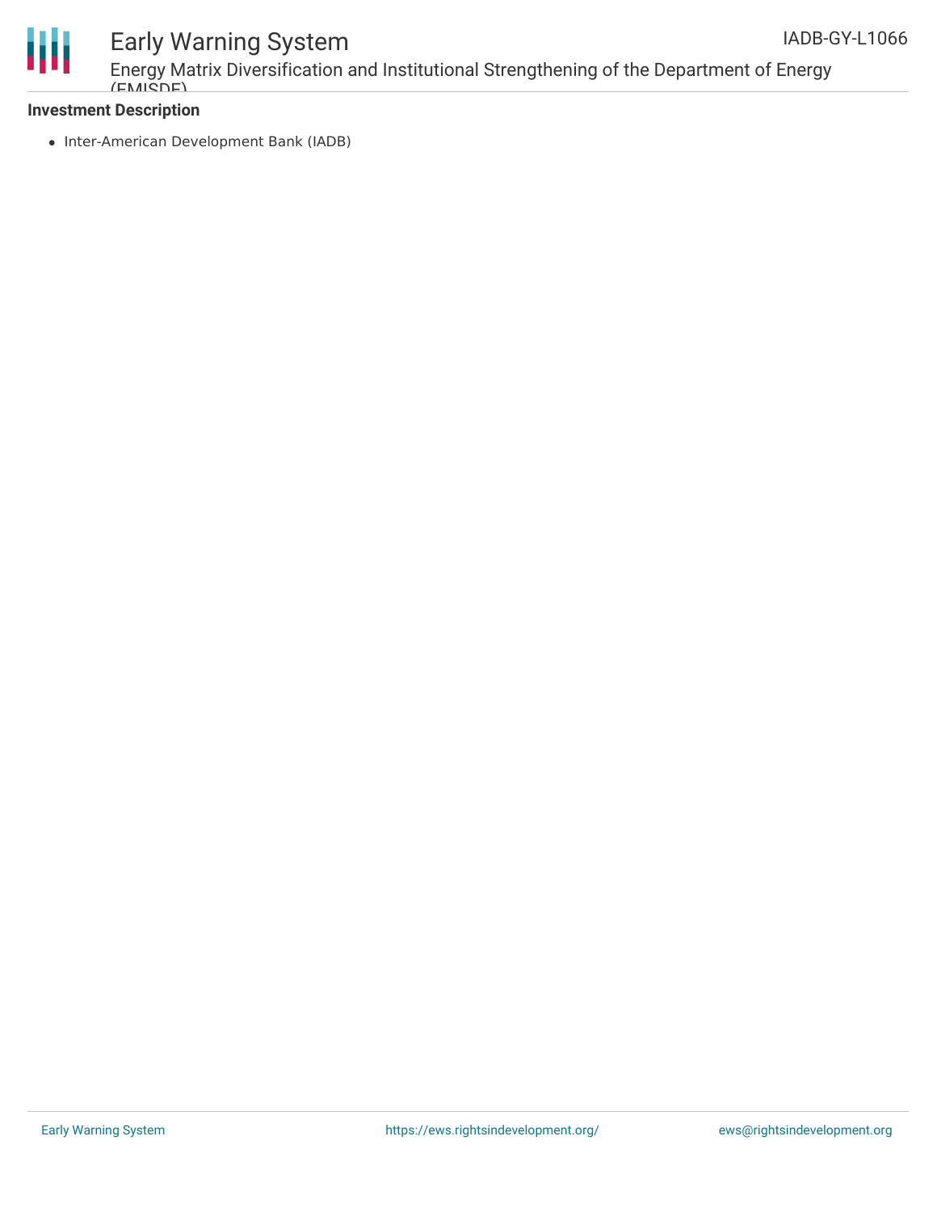**Investment Description**

- Inter-American Development Bank (IADB)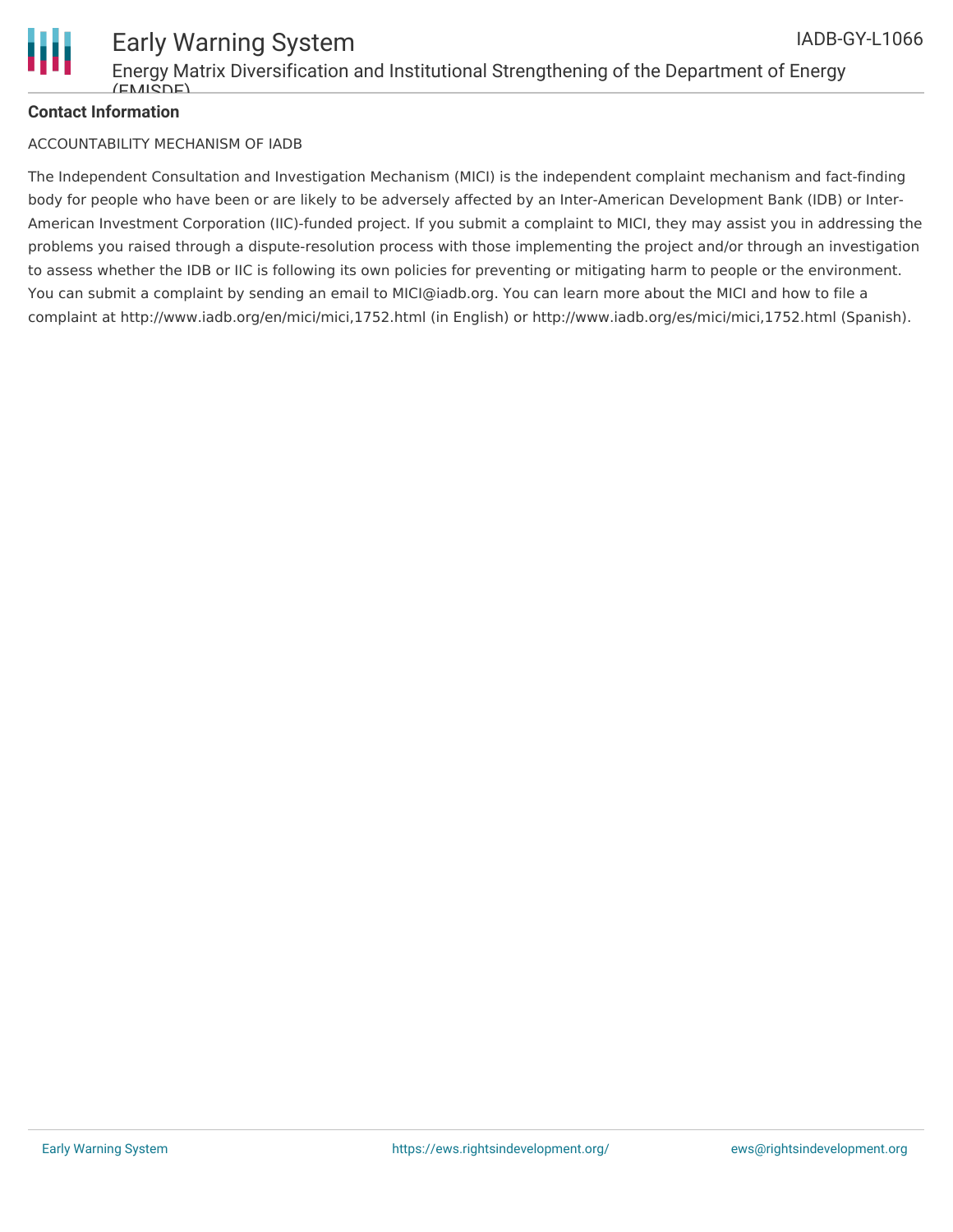**Contact Information**

ACCOUNTABILITY MECHANISM OF IADB

The Independent Consultation and Investigation Mechanism (MICI) is the independent complaint mechanism and fact-finding body for people who have been or are likely to be adversely affected by an Inter-American Development Bank (IDB) or Inter-American Investment Corporation (IIC)-funded project. If you submit a complaint to MICI, they may assist you in addressing the problems you raised through a dispute-resolution process with those implementing the project and/or through an investigation to assess whether the IDB or IIC is following its own policies for preventing or mitigating harm to people or the environment. You can submit a complaint by sending an email to MICI@iadb.org. You can learn more about the MICI and how to file a complaint at http://www.iadb.org/en/mici/mici,1752.html (in English) or http://www.iadb.org/es/mici/mici,1752.html (Spanish).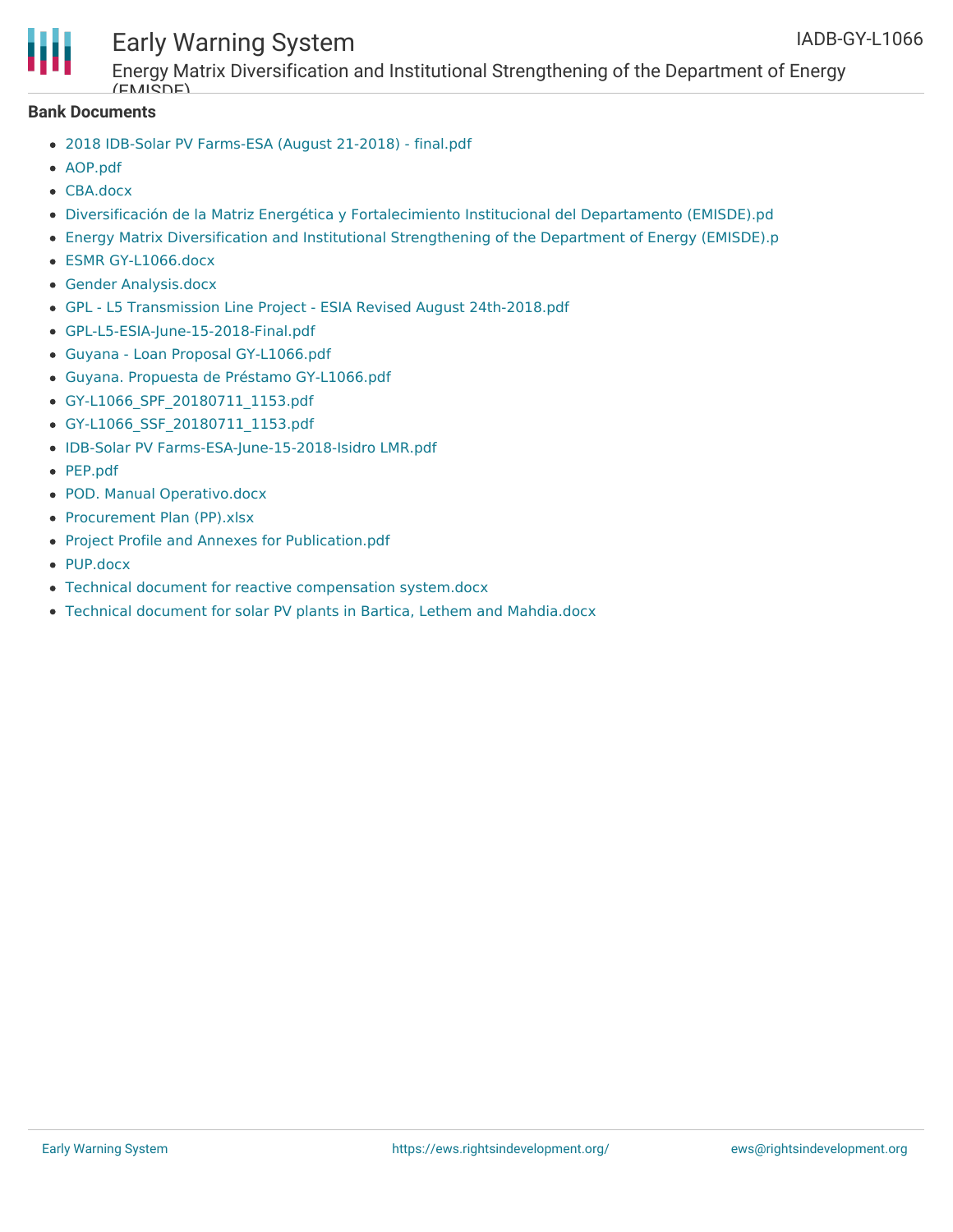### Bank Documents

- 2018 IDB-Solar PV Farms-ESA (August 21-2018) - final.pdf
- AOP.pdf
- CBA.docx
- Diversificación de la Matriz Energética y Fortalecimiento Institucional del Departamento (EMISDE).pd
- Energy Matrix Diversification and Institutional Strengthening of the Department of Energy (EMISDE).p
- ESMR GY-L1066.docx
- Gender Analysis.docx
- GPL - L5 Transmission Line Project - ESIA Revised August 24th-2018.pdf
- GPL-L5-ESIA-June-15-2018-Final.pdf
- Guyana - Loan Proposal GY-L1066.pdf
- Guyana. Propuesta de Préstamo GY-L1066.pdf
- GY-L1066_SPF_20180711_1153.pdf
- GY-L1066_SSF_20180711_1153.pdf
- IDB-Solar PV Farms-ESA-June-15-2018-Isidro LMR.pdf
- PEP.pdf
- POD. Manual Operativo.docx
- Procurement Plan (PP).xlsx
- Project Profile and Annexes for Publication.pdf
- PUP.docx
- Technical document for reactive compensation system.docx
- Technical document for solar PV plants in Bartica, Lethem and Mahdia.docx